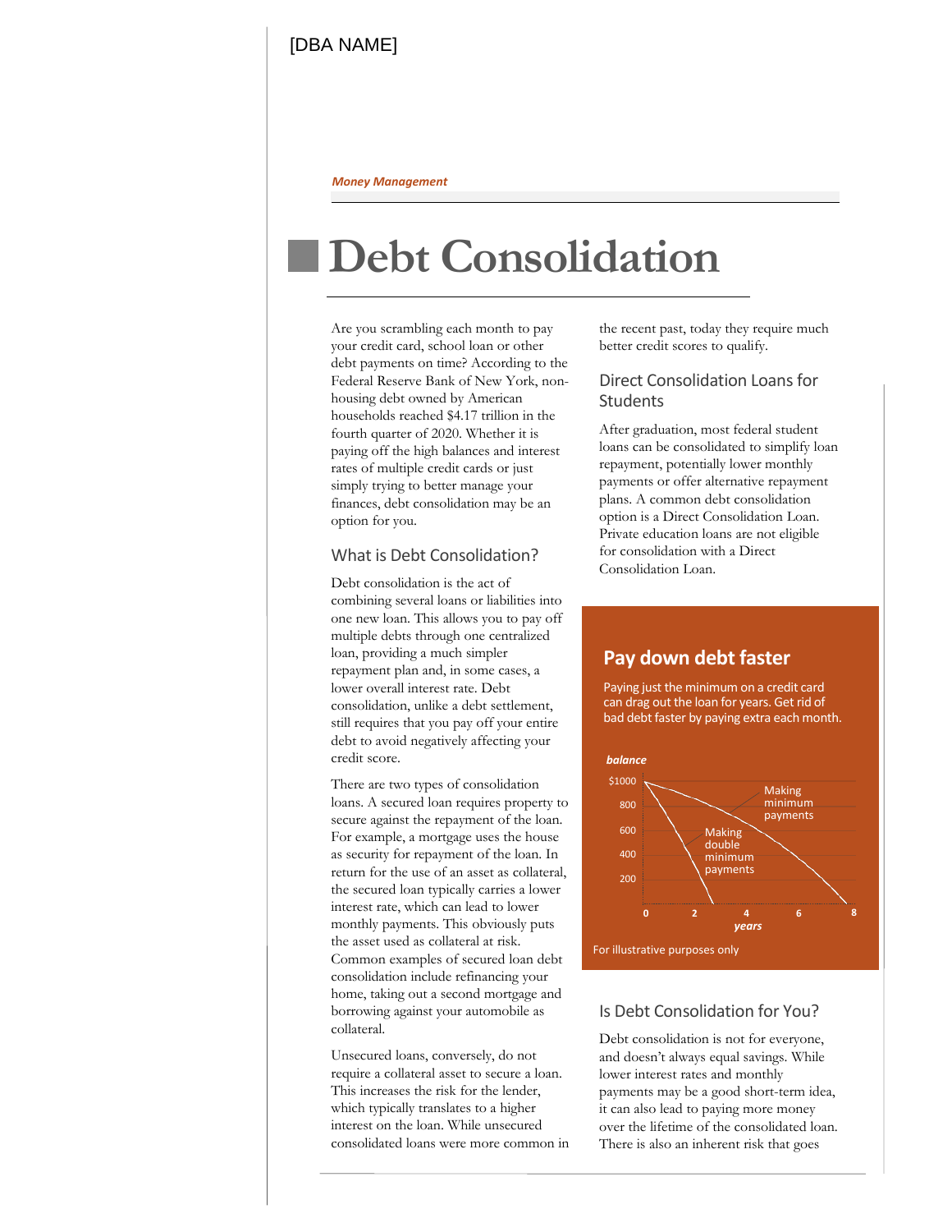[DBA NAME]

*Money Management*

# Debt Consolidation

Are you scrambling each month to pay your credit card, school loan or other debt payments on time? According to the Federal Reserve Bank of New York, non-housing debt owned by American households reached $4.17 trillion in the fourth quarter of 2020. Whether it is paying off the high balances and interest rates of multiple credit cards or just simply trying to better manage your finances, debt consolidation may be an option for you.

## What is Debt Consolidation?

Debt consolidation is the act of combining several loans or liabilities into one new loan. This allows you to pay off multiple debts through one centralized loan, providing a much simpler repayment plan and, in some cases, a lower overall interest rate. Debt consolidation, unlike a debt settlement, still requires that you pay off your entire debt to avoid negatively affecting your credit score.

There are two types of consolidation loans. A secured loan requires property to secure against the repayment of the loan. For example, a mortgage uses the house as security for repayment of the loan. In return for the use of an asset as collateral, the secured loan typically carries a lower interest rate, which can lead to lower monthly payments. This obviously puts the asset used as collateral at risk. Common examples of secured loan debt consolidation include refinancing your home, taking out a second mortgage and borrowing against your automobile as collateral.

Unsecured loans, conversely, do not require a collateral asset to secure a loan. This increases the risk for the lender, which typically translates to a higher interest on the loan. While unsecured consolidated loans were more common in the recent past, today they require much better credit scores to qualify.

## Direct Consolidation Loans for Students

After graduation, most federal student loans can be consolidated to simplify loan repayment, potentially lower monthly payments or offer alternative repayment plans. A common debt consolidation option is a Direct Consolidation Loan. Private education loans are not eligible for consolidation with a Direct Consolidation Loan.

### Pay down debt faster

Paying just the minimum on a credit card can drag out the loan for years. Get rid of bad debt faster by paying extra each month.

*balance*

$1000, 800, 600, 400, 200

0, 2, 4, 6, 8

*years*

Making minimum payments

Making double minimum payments

For illustrative purposes only

## Is Debt Consolidation for You?

Debt consolidation is not for everyone, and doesn't always equal savings. While lower interest rates and monthly payments may be a good short-term idea, it can also lead to paying more money over the lifetime of the consolidated loan. There is also an inherent risk that goes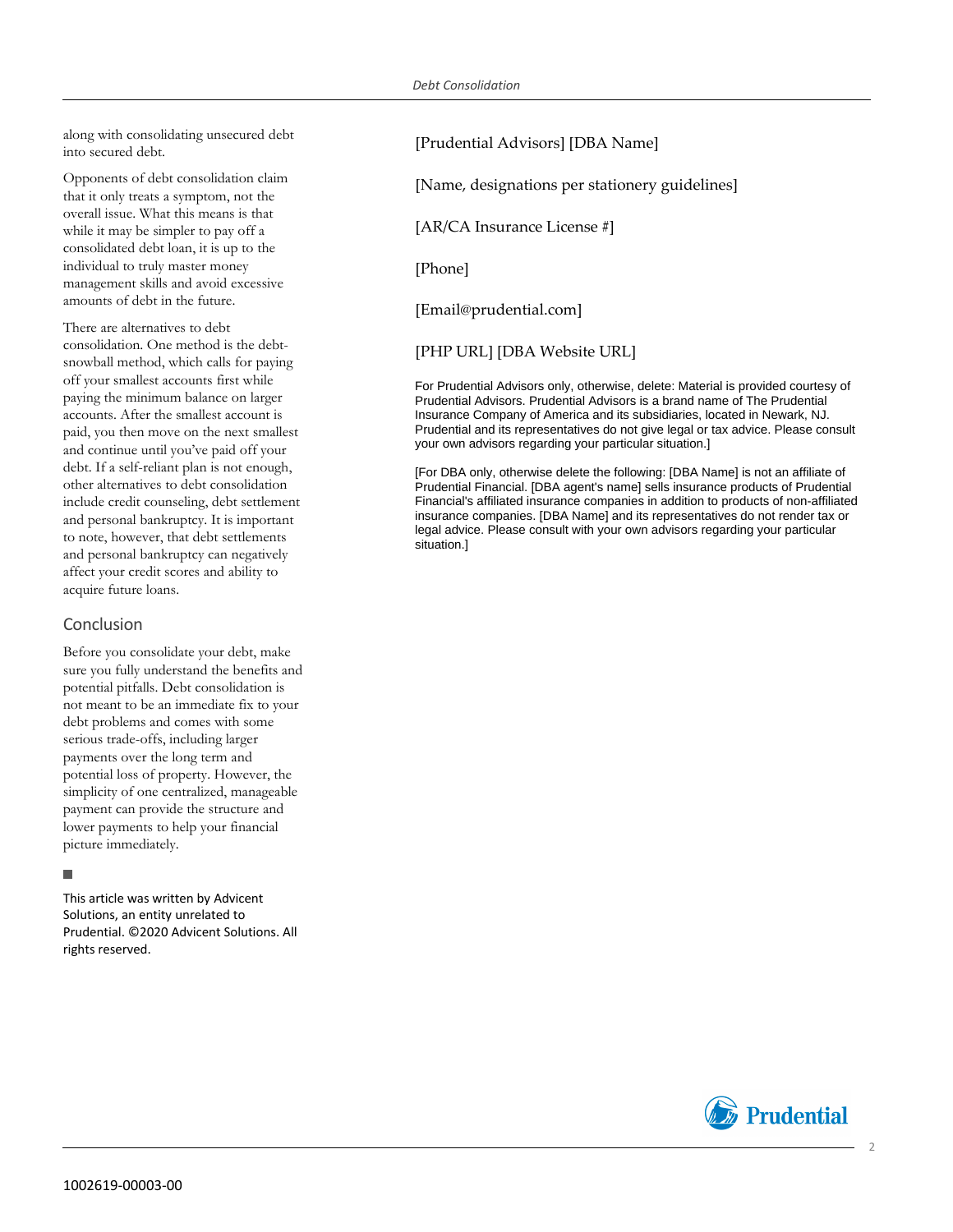along with consolidating unsecured debt into secured debt.

Opponents of debt consolidation claim that it only treats a symptom, not the overall issue. What this means is that while it may be simpler to pay off a consolidated debt loan, it is up to the individual to truly master money management skills and avoid excessive amounts of debt in the future.

There are alternatives to debt consolidation. One method is the debt-snowball method, which calls for paying off your smallest accounts first while paying the minimum balance on larger accounts. After the smallest account is paid, you then move on the next smallest and continue until you've paid off your debt. If a self-reliant plan is not enough, other alternatives to debt consolidation include credit counseling, debt settlement and personal bankruptcy. It is important to note, however, that debt settlements and personal bankruptcy can negatively affect your credit scores and ability to acquire future loans.

## Conclusion

Before you consolidate your debt, make sure you fully understand the benefits and potential pitfalls. Debt consolidation is not meant to be an immediate fix to your debt problems and comes with some serious trade-offs, including larger payments over the long term and potential loss of property. However, the simplicity of one centralized, manageable payment can provide the structure and lower payments to help your financial picture immediately.

■

This article was written by Advicent Solutions, an entity unrelated to Prudential. ©2020 Advicent Solutions. All rights reserved.

[Prudential Advisors] [DBA Name]

[Name, designations per stationery guidelines]

[AR/CA Insurance License #]

[Phone]

[Email@prudential.com]

[PHP URL] [DBA Website URL]

For Prudential Advisors only, otherwise, delete: Material is provided courtesy of Prudential Advisors. Prudential Advisors is a brand name of The Prudential Insurance Company of America and its subsidiaries, located in Newark, NJ. Prudential and its representatives do not give legal or tax advice. Please consult your own advisors regarding your particular situation.]

[For DBA only, otherwise delete the following: [DBA Name] is not an affiliate of Prudential Financial. [DBA agent's name] sells insurance products of Prudential Financial's affiliated insurance companies in addition to products of non-affiliated insurance companies. [DBA Name] and its representatives do not render tax or legal advice. Please consult with your own advisors regarding your particular situation.]

1002619-00003-00